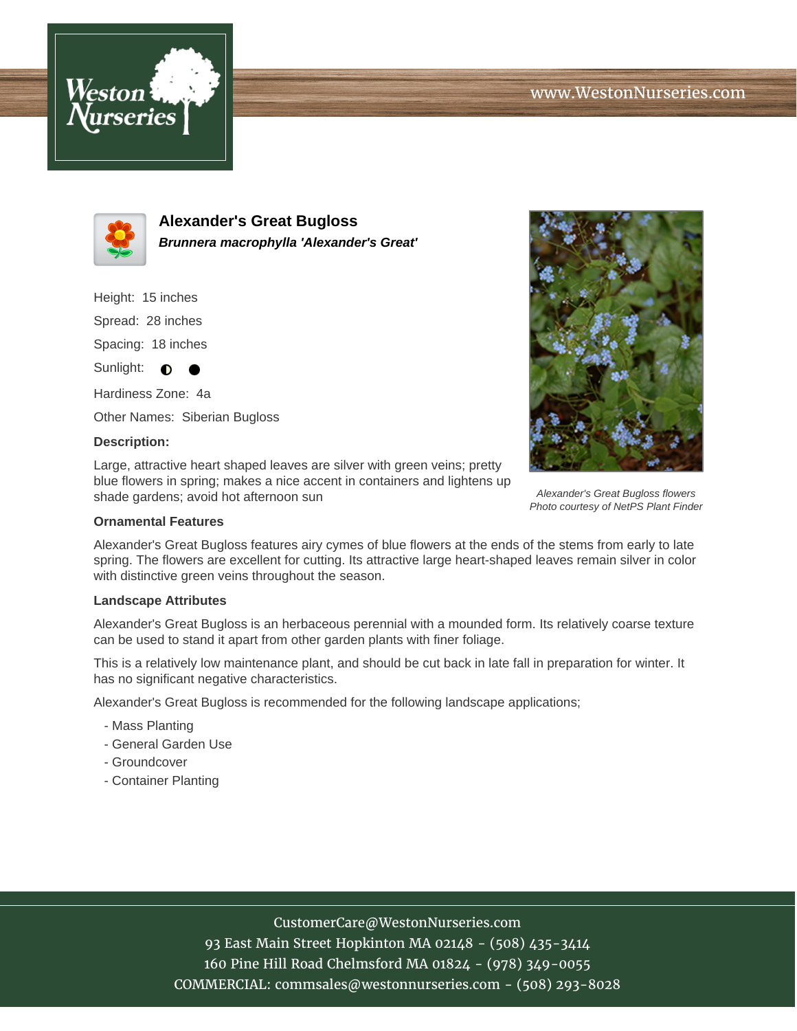www.WestonNurseries.com

# Alexander's Great Bugloss

***Brunnera macrophylla 'Alexander's Great'***

Height: 15 inches

Spread: 28 inches

Spacing: 18 inches

Sunlight: ◐ ●

Hardiness Zone: 4a

Other Names: Siberian Bugloss

**Description:**

Large, attractive heart shaped leaves are silver with green veins; pretty blue flowers in spring; makes a nice accent in containers and lightens up shade gardens; avoid hot afternoon sun

*Alexander's Great Bugloss flowers*
*Photo courtesy of NetPS Plant Finder*

### Ornamental Features

Alexander's Great Bugloss features airy cymes of blue flowers at the ends of the stems from early to late spring. The flowers are excellent for cutting. Its attractive large heart-shaped leaves remain silver in color with distinctive green veins throughout the season.

### Landscape Attributes

Alexander's Great Bugloss is an herbaceous perennial with a mounded form. Its relatively coarse texture can be used to stand it apart from other garden plants with finer foliage.

This is a relatively low maintenance plant, and should be cut back in late fall in preparation for winter. It has no significant negative characteristics.

Alexander's Great Bugloss is recommended for the following landscape applications;

- Mass Planting
- General Garden Use
- Groundcover
- Container Planting

CustomerCare@WestonNurseries.com
93 East Main Street Hopkinton MA 02148 - (508) 435-3414
160 Pine Hill Road Chelmsford MA 01824 - (978) 349-0055
COMMERCIAL: commsales@westonnurseries.com - (508) 293-8028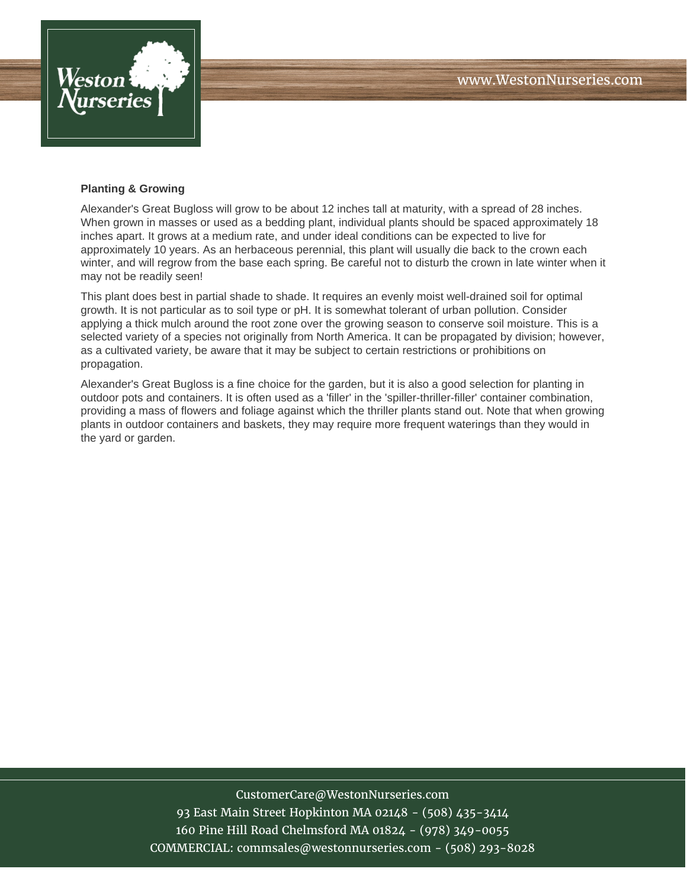**Planting & Growing**

Alexander's Great Bugloss will grow to be about 12 inches tall at maturity, with a spread of 28 inches. When grown in masses or used as a bedding plant, individual plants should be spaced approximately 18 inches apart. It grows at a medium rate, and under ideal conditions can be expected to live for approximately 10 years. As an herbaceous perennial, this plant will usually die back to the crown each winter, and will regrow from the base each spring. Be careful not to disturb the crown in late winter when it may not be readily seen!

This plant does best in partial shade to shade. It requires an evenly moist well-drained soil for optimal growth. It is not particular as to soil type or pH. It is somewhat tolerant of urban pollution. Consider applying a thick mulch around the root zone over the growing season to conserve soil moisture. This is a selected variety of a species not originally from North America. It can be propagated by division; however, as a cultivated variety, be aware that it may be subject to certain restrictions or prohibitions on propagation.

Alexander's Great Bugloss is a fine choice for the garden, but it is also a good selection for planting in outdoor pots and containers. It is often used as a 'filler' in the 'spiller-thriller-filler' container combination, providing a mass of flowers and foliage against which the thriller plants stand out. Note that when growing plants in outdoor containers and baskets, they may require more frequent waterings than they would in the yard or garden.